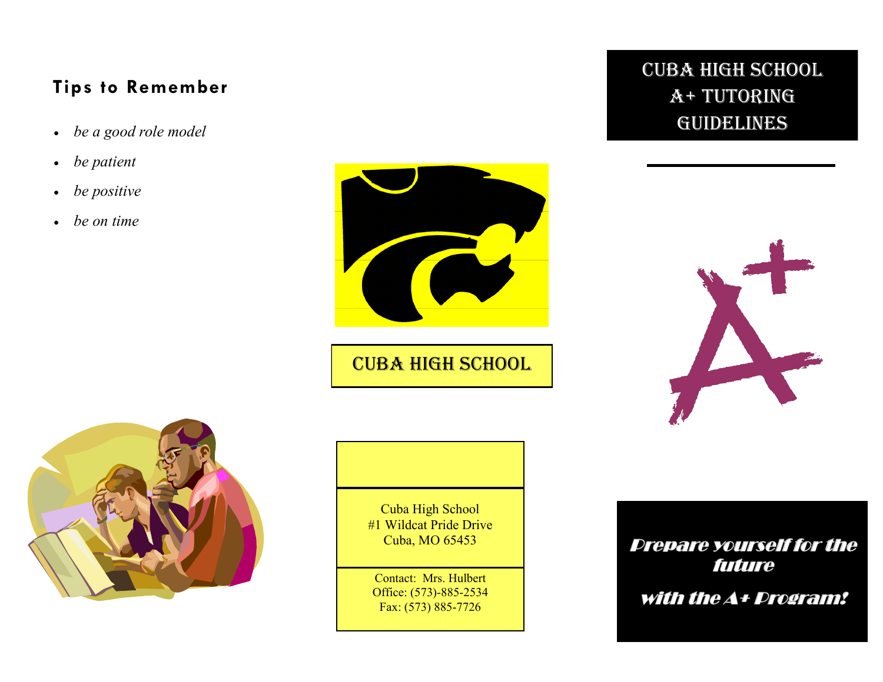## Tips to Remember

- *be a good role model*
- *be patient*
- *be positive*
- *be on time*

CUBA HIGH SCHOOL

Cuba High School
#1 Wildcat Pride Drive
Cuba, MO 65453

Contact: Mrs. Hulbert
Office: (573)-885-2534
Fax: (573) 885-7726

# CUBA HIGH SCHOOL A+ TUTORING GUIDELINES

***Prepare yourself for the future***

***with the A+ Program!***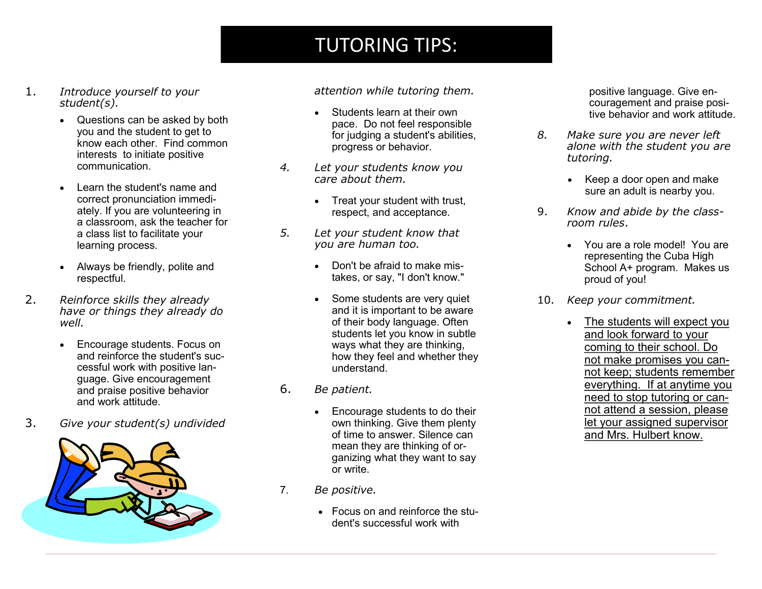# TUTORING TIPS:

1. *Introduce yourself to your student(s).*
   - Questions can be asked by both you and the student to get to know each other. Find common interests to initiate positive communication.
   - Learn the student's name and correct pronunciation immediately. If you are volunteering in a classroom, ask the teacher for a class list to facilitate your learning process.
   - Always be friendly, polite and respectful.

2. *Reinforce skills they already have or things they already do well.*
   - Encourage students. Focus on and reinforce the student's successful work with positive language. Give encouragement and praise positive behavior and work attitude.

3. *Give your student(s) undivided attention while tutoring them.*
   - Students learn at their own pace. Do not feel responsible for judging a student's abilities, progress or behavior.

4. *Let your students know you care about them.*
   - Treat your student with trust, respect, and acceptance.

5. *Let your student know that you are human too.*
   - Don't be afraid to make mistakes, or say, "I don't know."
   - Some students are very quiet and it is important to be aware of their body language. Often students let you know in subtle ways what they are thinking, how they feel and whether they understand.

6. *Be patient.*
   - Encourage students to do their own thinking. Give them plenty of time to answer. Silence can mean they are thinking of organizing what they want to say or write.

7. *Be positive.*
   - Focus on and reinforce the student's successful work with positive language. Give encouragement and praise positive behavior and work attitude.

8. *Make sure you are never left alone with the student you are tutoring.*
   - Keep a door open and make sure an adult is nearby you.

9. *Know and abide by the classroom rules*.
   - You are a role model! You are representing the Cuba High School A+ program. Makes us proud of you!

10. *Keep your commitment.*
    - <u>The students will expect you and look forward to your coming to their school. Do not make promises you cannot keep; students remember everything. If at anytime you need to stop tutoring or cannot attend a session, please let your assigned supervisor and Mrs. Hulbert know.</u>